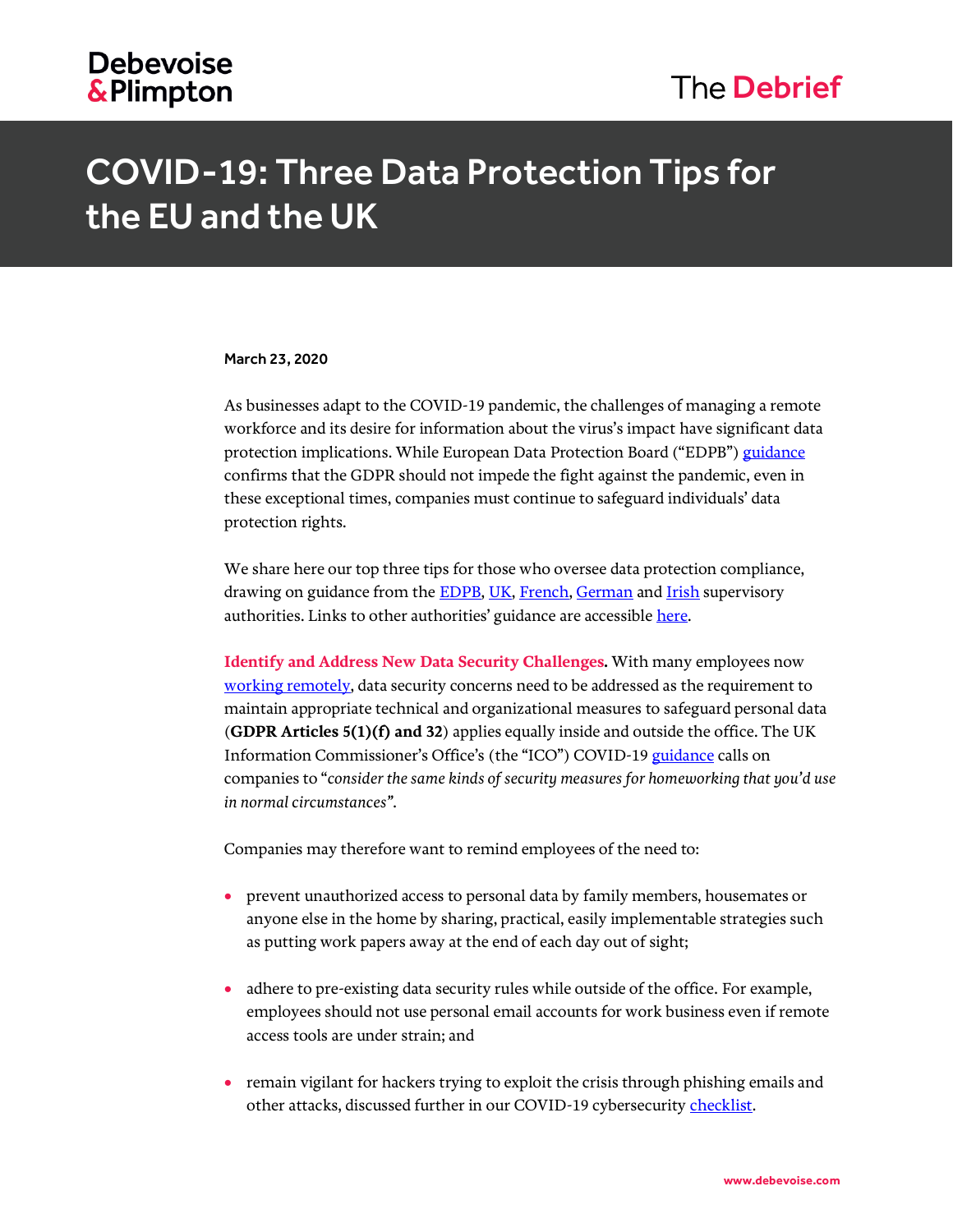Debevoise & Plimpton

The Debrief

# COVID-19: Three Data Protection Tips for the EU and the UK

**March 23, 2020**

As businesses adapt to the COVID-19 pandemic, the challenges of managing a remote workforce and its desire for information about the virus's impact have significant data protection implications. While European Data Protection Board ("EDPB") guidance confirms that the GDPR should not impede the fight against the pandemic, even in these exceptional times, companies must continue to safeguard individuals' data protection rights.

We share here our top three tips for those who oversee data protection compliance, drawing on guidance from the EDPB, UK, French, German and Irish supervisory authorities. Links to other authorities' guidance are accessible here.

**Identify and Address New Data Security Challenges.** With many employees now working remotely, data security concerns need to be addressed as the requirement to maintain appropriate technical and organizational measures to safeguard personal data (**GDPR Articles 5(1)(f) and 32**) applies equally inside and outside the office. The UK Information Commissioner's Office's (the "ICO") COVID-19 guidance calls on companies to "*consider the same kinds of security measures for homeworking that you'd use in normal circumstances*".

Companies may therefore want to remind employees of the need to:

- prevent unauthorized access to personal data by family members, housemates or anyone else in the home by sharing, practical, easily implementable strategies such as putting work papers away at the end of each day out of sight;
- adhere to pre-existing data security rules while outside of the office. For example, employees should not use personal email accounts for work business even if remote access tools are under strain; and
- remain vigilant for hackers trying to exploit the crisis through phishing emails and other attacks, discussed further in our COVID-19 cybersecurity checklist.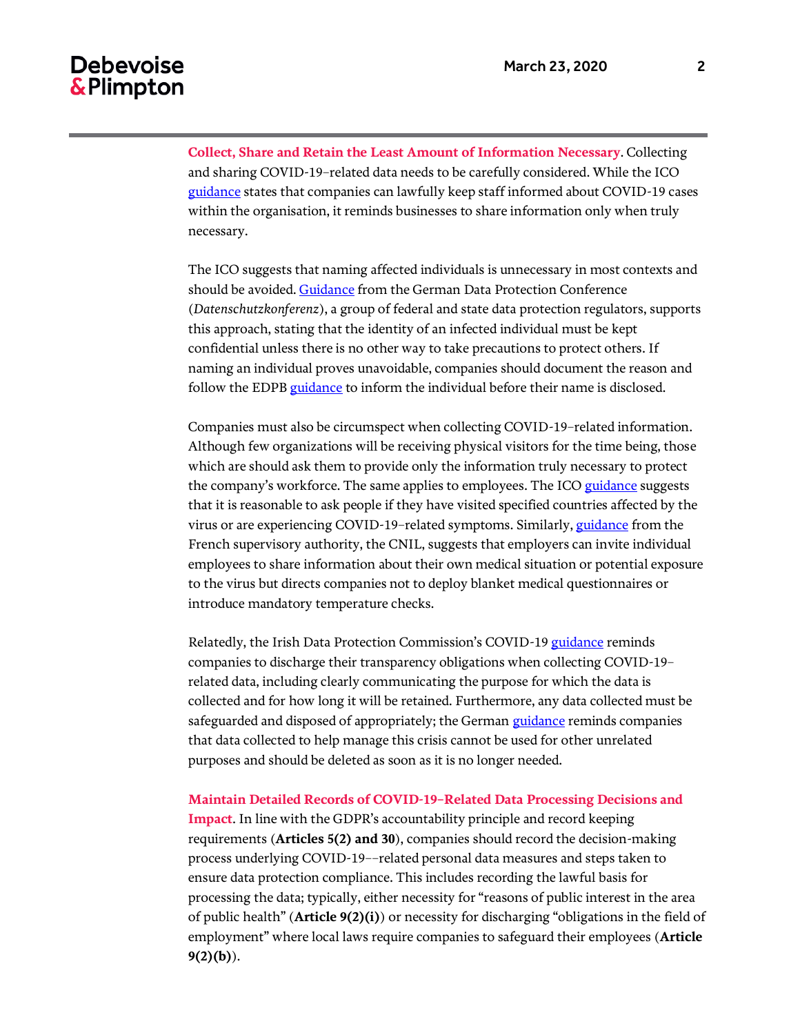**Collect, Share and Retain the Least Amount of Information Necessary**. Collecting and sharing COVID-19–related data needs to be carefully considered. While the ICO guidance states that companies can lawfully keep staff informed about COVID-19 cases within the organisation, it reminds businesses to share information only when truly necessary.

The ICO suggests that naming affected individuals is unnecessary in most contexts and should be avoided. Guidance from the German Data Protection Conference (*Datenschutzkonferenz*), a group of federal and state data protection regulators, supports this approach, stating that the identity of an infected individual must be kept confidential unless there is no other way to take precautions to protect others. If naming an individual proves unavoidable, companies should document the reason and follow the EDPB guidance to inform the individual before their name is disclosed.

Companies must also be circumspect when collecting COVID-19–related information. Although few organizations will be receiving physical visitors for the time being, those which are should ask them to provide only the information truly necessary to protect the company's workforce. The same applies to employees. The ICO guidance suggests that it is reasonable to ask people if they have visited specified countries affected by the virus or are experiencing COVID-19–related symptoms. Similarly, guidance from the French supervisory authority, the CNIL, suggests that employers can invite individual employees to share information about their own medical situation or potential exposure to the virus but directs companies not to deploy blanket medical questionnaires or introduce mandatory temperature checks.

Relatedly, the Irish Data Protection Commission's COVID-19 guidance reminds companies to discharge their transparency obligations when collecting COVID-19–related data, including clearly communicating the purpose for which the data is collected and for how long it will be retained. Furthermore, any data collected must be safeguarded and disposed of appropriately; the German guidance reminds companies that data collected to help manage this crisis cannot be used for other unrelated purposes and should be deleted as soon as it is no longer needed.

**Maintain Detailed Records of COVID-19–Related Data Processing Decisions and Impact**. In line with the GDPR's accountability principle and record keeping requirements (**Articles 5(2) and 30**), companies should record the decision-making process underlying COVID-19––related personal data measures and steps taken to ensure data protection compliance. This includes recording the lawful basis for processing the data; typically, either necessity for "reasons of public interest in the area of public health" (**Article 9(2)(i)**) or necessity for discharging "obligations in the field of employment" where local laws require companies to safeguard their employees (**Article 9(2)(b)**).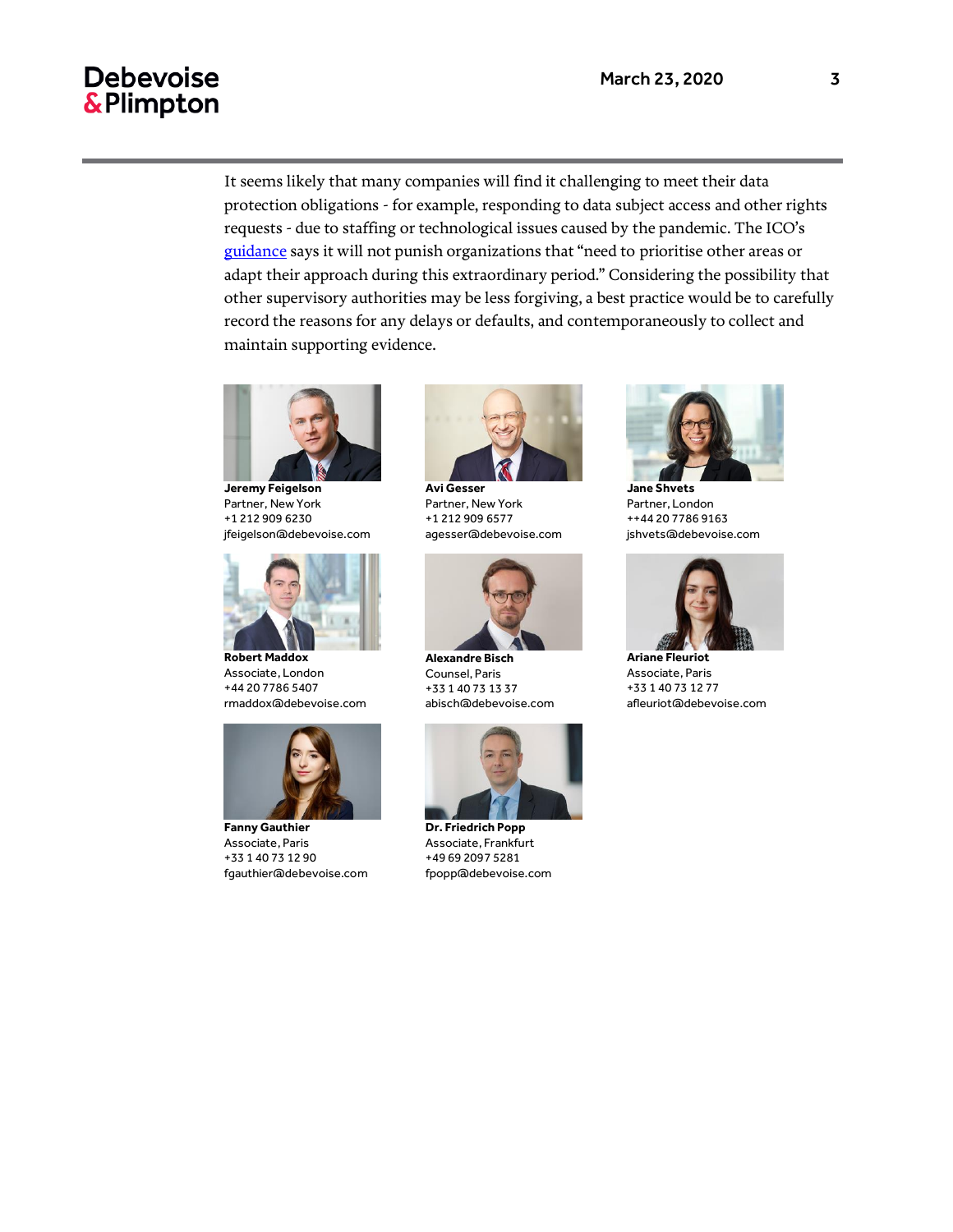It seems likely that many companies will find it challenging to meet their data protection obligations - for example, responding to data subject access and other rights requests - due to staffing or technological issues caused by the pandemic. The ICO's guidance says it will not punish organizations that "need to prioritise other areas or adapt their approach during this extraordinary period." Considering the possibility that other supervisory authorities may be less forgiving, a best practice would be to carefully record the reasons for any delays or defaults, and contemporaneously to collect and maintain supporting evidence.

**Jeremy Feigelson**
Partner, New York
+1 212 909 6230
jfeigelson@debevoise.com

**Avi Gesser**
Partner, New York
+1 212 909 6577
agesser@debevoise.com

**Jane Shvets**
Partner, London
++44 20 7786 9163
jshvets@debevoise.com

**Robert Maddox**
Associate, London
+44 20 7786 5407
rmaddox@debevoise.com

**Alexandre Bisch**
Counsel, Paris
+33 1 40 73 13 37
abisch@debevoise.com

**Ariane Fleuriot**
Associate, Paris
+33 1 40 73 12 77
afleuriot@debevoise.com

**Fanny Gauthier**
Associate, Paris
+33 1 40 73 12 90
fgauthier@debevoise.com

**Dr. Friedrich Popp**
Associate, Frankfurt
+49 69 2097 5281
fpopp@debevoise.com